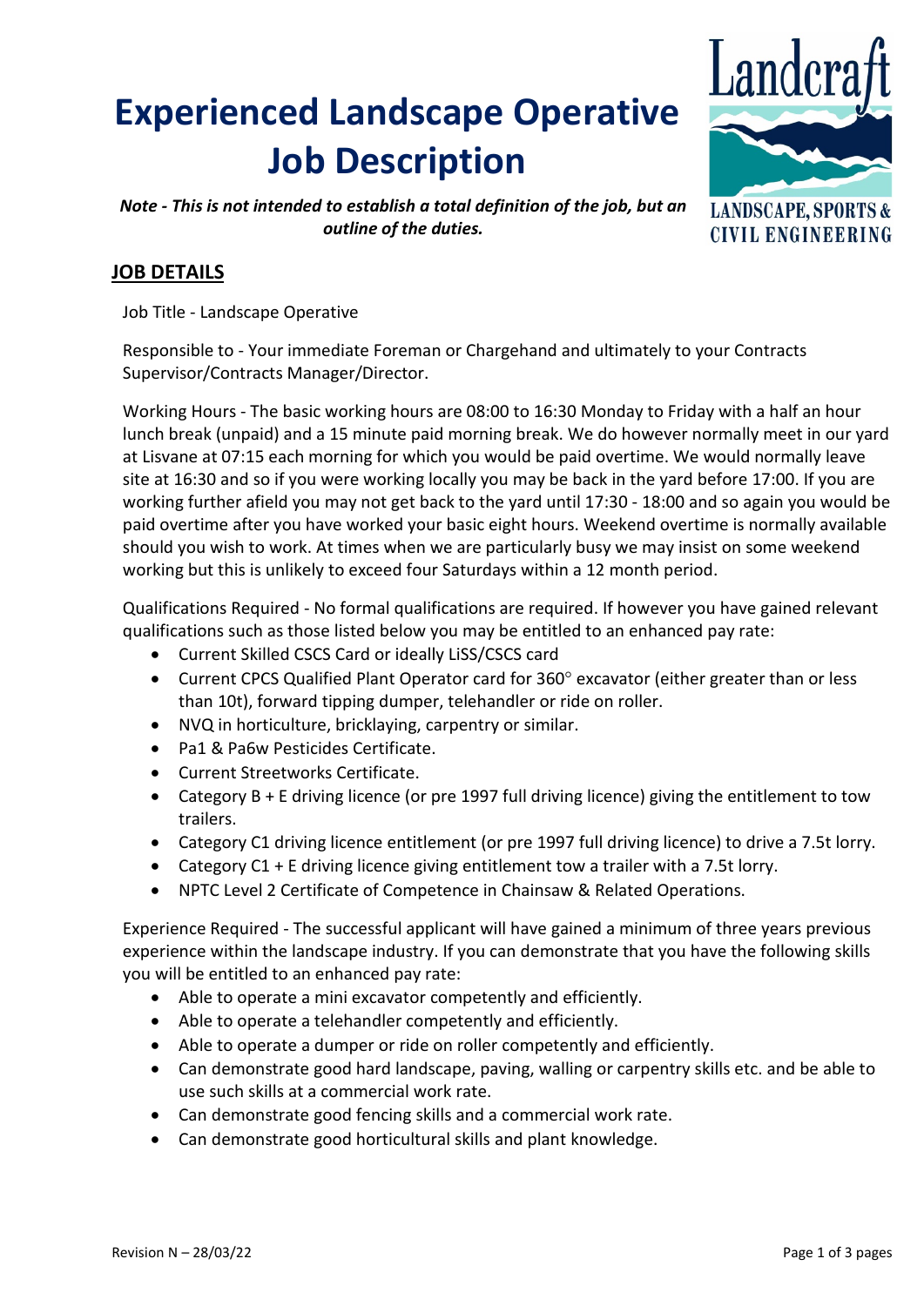# Experienced Landscape Operative Job Description

*Note - This is not intended to establish a total definition of the job, but an outline of the duties.*

Landcraft
LANDSCAPE, SPORTS & CIVIL ENGINEERING

## JOB DETAILS

Job Title - Landscape Operative

Responsible to - Your immediate Foreman or Chargehand and ultimately to your Contracts Supervisor/Contracts Manager/Director.

Working Hours - The basic working hours are 08:00 to 16:30 Monday to Friday with a half an hour lunch break (unpaid) and a 15 minute paid morning break. We do however normally meet in our yard at Lisvane at 07:15 each morning for which you would be paid overtime. We would normally leave site at 16:30 and so if you were working locally you may be back in the yard before 17:00. If you are working further afield you may not get back to the yard until 17:30 - 18:00 and so again you would be paid overtime after you have worked your basic eight hours. Weekend overtime is normally available should you wish to work. At times when we are particularly busy we may insist on some weekend working but this is unlikely to exceed four Saturdays within a 12 month period.

Qualifications Required - No formal qualifications are required. If however you have gained relevant qualifications such as those listed below you may be entitled to an enhanced pay rate:

- Current Skilled CSCS Card or ideally LiSS/CSCS card
- Current CPCS Qualified Plant Operator card for 360° excavator (either greater than or less than 10t), forward tipping dumper, telehandler or ride on roller.
- NVQ in horticulture, bricklaying, carpentry or similar.
- Pa1 & Pa6w Pesticides Certificate.
- Current Streetworks Certificate.
- Category B + E driving licence (or pre 1997 full driving licence) giving the entitlement to tow trailers.
- Category C1 driving licence entitlement (or pre 1997 full driving licence) to drive a 7.5t lorry.
- Category C1 + E driving licence giving entitlement tow a trailer with a 7.5t lorry.
- NPTC Level 2 Certificate of Competence in Chainsaw & Related Operations.

Experience Required - The successful applicant will have gained a minimum of three years previous experience within the landscape industry. If you can demonstrate that you have the following skills you will be entitled to an enhanced pay rate:

- Able to operate a mini excavator competently and efficiently.
- Able to operate a telehandler competently and efficiently.
- Able to operate a dumper or ride on roller competently and efficiently.
- Can demonstrate good hard landscape, paving, walling or carpentry skills etc. and be able to use such skills at a commercial work rate.
- Can demonstrate good fencing skills and a commercial work rate.
- Can demonstrate good horticultural skills and plant knowledge.

Revision N – 28/03/22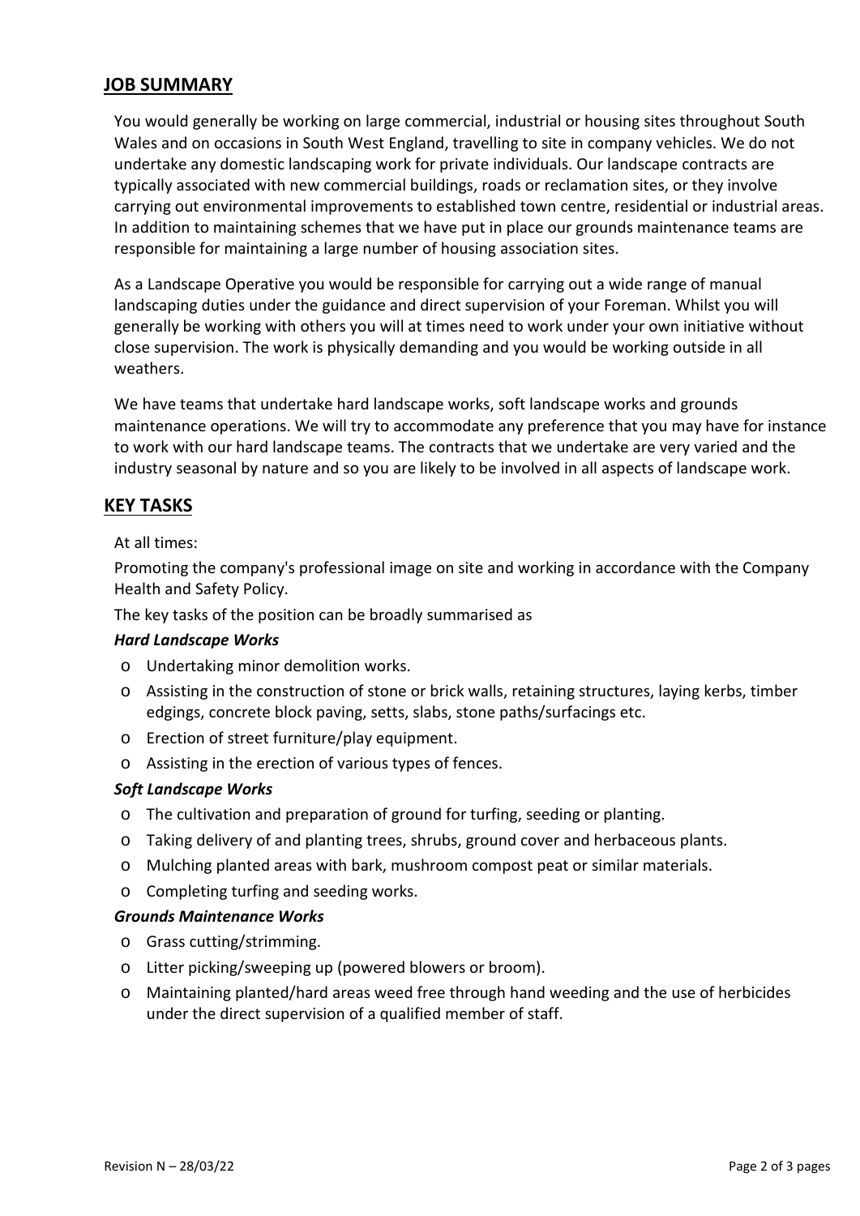## JOB SUMMARY

You would generally be working on large commercial, industrial or housing sites throughout South Wales and on occasions in South West England, travelling to site in company vehicles. We do not undertake any domestic landscaping work for private individuals. Our landscape contracts are typically associated with new commercial buildings, roads or reclamation sites, or they involve carrying out environmental improvements to established town centre, residential or industrial areas. In addition to maintaining schemes that we have put in place our grounds maintenance teams are responsible for maintaining a large number of housing association sites.

As a Landscape Operative you would be responsible for carrying out a wide range of manual landscaping duties under the guidance and direct supervision of your Foreman. Whilst you will generally be working with others you will at times need to work under your own initiative without close supervision. The work is physically demanding and you would be working outside in all weathers.

We have teams that undertake hard landscape works, soft landscape works and grounds maintenance operations. We will try to accommodate any preference that you may have for instance to work with our hard landscape teams. The contracts that we undertake are very varied and the industry seasonal by nature and so you are likely to be involved in all aspects of landscape work.

## KEY TASKS

At all times:

Promoting the company's professional image on site and working in accordance with the Company Health and Safety Policy.

The key tasks of the position can be broadly summarised as

***Hard Landscape Works***

- Undertaking minor demolition works.
- Assisting in the construction of stone or brick walls, retaining structures, laying kerbs, timber edgings, concrete block paving, setts, slabs, stone paths/surfacings etc.
- Erection of street furniture/play equipment.
- Assisting in the erection of various types of fences.

***Soft Landscape Works***

- The cultivation and preparation of ground for turfing, seeding or planting.
- Taking delivery of and planting trees, shrubs, ground cover and herbaceous plants.
- Mulching planted areas with bark, mushroom compost peat or similar materials.
- Completing turfing and seeding works.

***Grounds Maintenance Works***

- Grass cutting/strimming.
- Litter picking/sweeping up (powered blowers or broom).
- Maintaining planted/hard areas weed free through hand weeding and the use of herbicides under the direct supervision of a qualified member of staff.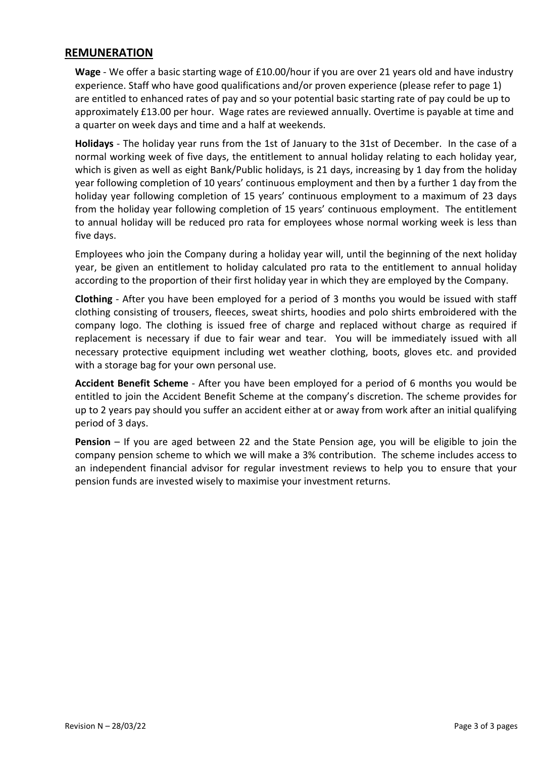## REMUNERATION

**Wage** - We offer a basic starting wage of £10.00/hour if you are over 21 years old and have industry experience. Staff who have good qualifications and/or proven experience (please refer to page 1) are entitled to enhanced rates of pay and so your potential basic starting rate of pay could be up to approximately £13.00 per hour. Wage rates are reviewed annually. Overtime is payable at time and a quarter on week days and time and a half at weekends.

**Holidays** - The holiday year runs from the 1st of January to the 31st of December. In the case of a normal working week of five days, the entitlement to annual holiday relating to each holiday year, which is given as well as eight Bank/Public holidays, is 21 days, increasing by 1 day from the holiday year following completion of 10 years' continuous employment and then by a further 1 day from the holiday year following completion of 15 years' continuous employment to a maximum of 23 days from the holiday year following completion of 15 years' continuous employment. The entitlement to annual holiday will be reduced pro rata for employees whose normal working week is less than five days.

Employees who join the Company during a holiday year will, until the beginning of the next holiday year, be given an entitlement to holiday calculated pro rata to the entitlement to annual holiday according to the proportion of their first holiday year in which they are employed by the Company.

**Clothing** - After you have been employed for a period of 3 months you would be issued with staff clothing consisting of trousers, fleeces, sweat shirts, hoodies and polo shirts embroidered with the company logo. The clothing is issued free of charge and replaced without charge as required if replacement is necessary if due to fair wear and tear. You will be immediately issued with all necessary protective equipment including wet weather clothing, boots, gloves etc. and provided with a storage bag for your own personal use.

**Accident Benefit Scheme** - After you have been employed for a period of 6 months you would be entitled to join the Accident Benefit Scheme at the company's discretion. The scheme provides for up to 2 years pay should you suffer an accident either at or away from work after an initial qualifying period of 3 days.

**Pension** – If you are aged between 22 and the State Pension age, you will be eligible to join the company pension scheme to which we will make a 3% contribution. The scheme includes access to an independent financial advisor for regular investment reviews to help you to ensure that your pension funds are invested wisely to maximise your investment returns.

Revision N – 28/03/22